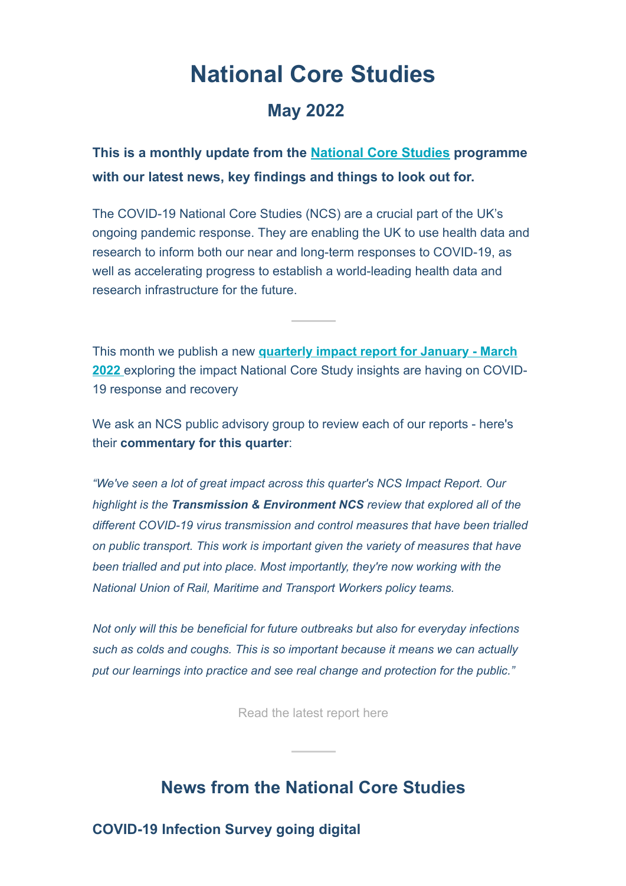# National Core Studies

## May 2022

**This is a monthly update from the National Core Studies programme with our latest news, key findings and things to look out for.**

The COVID-19 National Core Studies (NCS) are a crucial part of the UK's ongoing pandemic response. They are enabling the UK to use health data and research to inform both our near and long-term responses to COVID-19, as well as accelerating progress to establish a world-leading health data and research infrastructure for the future.

---

This month we publish a new **quarterly impact report for January - March 2022** exploring the impact National Core Study insights are having on COVID-19 response and recovery

We ask an NCS public advisory group to review each of our reports - here's their **commentary for this quarter**:

*"We've seen a lot of great impact across this quarter's NCS Impact Report. Our highlight is the **Transmission & Environment NCS** review that explored all of the different COVID-19 virus transmission and control measures that have been trialled on public transport. This work is important given the variety of measures that have been trialled and put into place. Most importantly, they're now working with the National Union of Rail, Maritime and Transport Workers policy teams.*

*Not only will this be beneficial for future outbreaks but also for everyday infections such as colds and coughs. This is so important because it means we can actually put our learnings into practice and see real change and protection for the public."*

Read the latest report here

---

## News from the National Core Studies

### COVID-19 Infection Survey going digital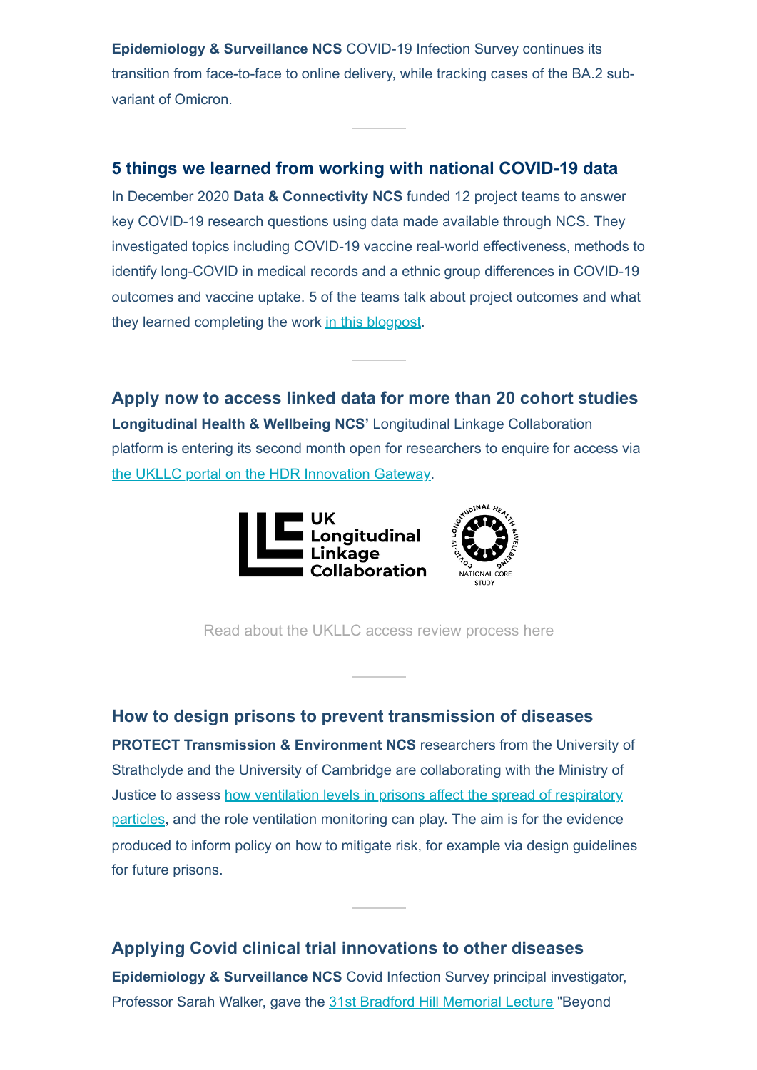**Epidemiology & Surveillance NCS** COVID-19 Infection Survey continues its transition from face-to-face to online delivery, while tracking cases of the BA.2 sub-variant of Omicron.

---

## 5 things we learned from working with national COVID-19 data

In December 2020 **Data & Connectivity NCS** funded 12 project teams to answer key COVID-19 research questions using data made available through NCS. They investigated topics including COVID-19 vaccine real-world effectiveness, methods to identify long-COVID in medical records and a ethnic group differences in COVID-19 outcomes and vaccine uptake. 5 of the teams talk about project outcomes and what they learned completing the work in this blogpost.

---

## Apply now to access linked data for more than 20 cohort studies

**Longitudinal Health & Wellbeing NCS'** Longitudinal Linkage Collaboration platform is entering its second month open for researchers to enquire for access via the UKLLC portal on the HDR Innovation Gateway.

Read about the UKLLC access review process here

---

## How to design prisons to prevent transmission of diseases

**PROTECT Transmission & Environment NCS** researchers from the University of Strathclyde and the University of Cambridge are collaborating with the Ministry of Justice to assess how ventilation levels in prisons affect the spread of respiratory particles, and the role ventilation monitoring can play. The aim is for the evidence produced to inform policy on how to mitigate risk, for example via design guidelines for future prisons.

---

## Applying Covid clinical trial innovations to other diseases

**Epidemiology & Surveillance NCS** Covid Infection Survey principal investigator, Professor Sarah Walker, gave the 31st Bradford Hill Memorial Lecture "Beyond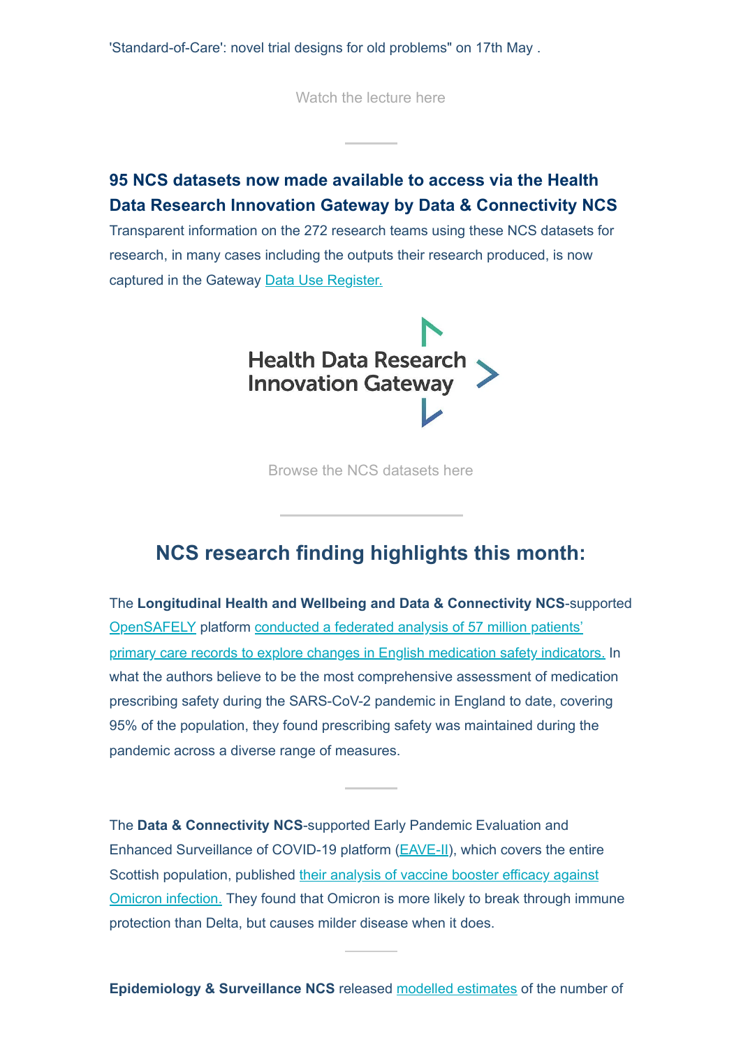'Standard-of-Care': novel trial designs for old problems" on 17th May .

Watch the lecture here

### 95 NCS datasets now made available to access via the Health Data Research Innovation Gateway by Data & Connectivity NCS

Transparent information on the 272 research teams using these NCS datasets for research, in many cases including the outputs their research produced, is now captured in the Gateway Data Use Register.

Health Data Research Innovation Gateway

Browse the NCS datasets here

## NCS research finding highlights this month:

The **Longitudinal Health and Wellbeing and Data & Connectivity NCS**-supported OpenSAFELY platform conducted a federated analysis of 57 million patients' primary care records to explore changes in English medication safety indicators. In what the authors believe to be the most comprehensive assessment of medication prescribing safety during the SARS-CoV-2 pandemic in England to date, covering 95% of the population, they found prescribing safety was maintained during the pandemic across a diverse range of measures.

The **Data & Connectivity NCS**-supported Early Pandemic Evaluation and Enhanced Surveillance of COVID-19 platform (EAVE-II), which covers the entire Scottish population, published their analysis of vaccine booster efficacy against Omicron infection. They found that Omicron is more likely to break through immune protection than Delta, but causes milder disease when it does.

**Epidemiology & Surveillance NCS** released modelled estimates of the number of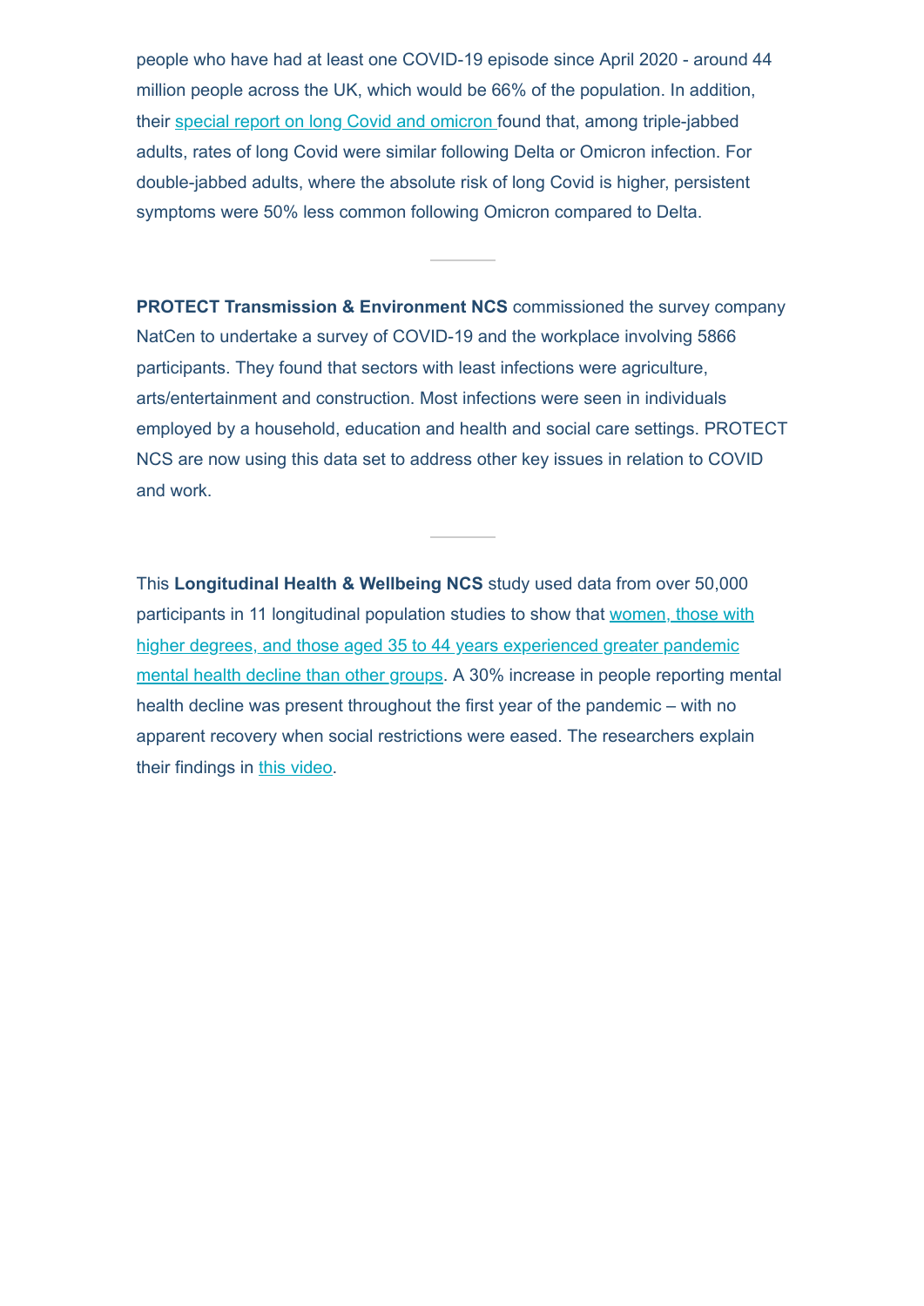people who have had at least one COVID-19 episode since April 2020 - around 44 million people across the UK, which would be 66% of the population. In addition, their special report on long Covid and omicron found that, among triple-jabbed adults, rates of long Covid were similar following Delta or Omicron infection. For double-jabbed adults, where the absolute risk of long Covid is higher, persistent symptoms were 50% less common following Omicron compared to Delta.

---

**PROTECT Transmission & Environment NCS** commissioned the survey company NatCen to undertake a survey of COVID-19 and the workplace involving 5866 participants. They found that sectors with least infections were agriculture, arts/entertainment and construction. Most infections were seen in individuals employed by a household, education and health and social care settings. PROTECT NCS are now using this data set to address other key issues in relation to COVID and work.

---

This **Longitudinal Health & Wellbeing NCS** study used data from over 50,000 participants in 11 longitudinal population studies to show that women, those with higher degrees, and those aged 35 to 44 years experienced greater pandemic mental health decline than other groups. A 30% increase in people reporting mental health decline was present throughout the first year of the pandemic – with no apparent recovery when social restrictions were eased. The researchers explain their findings in this video.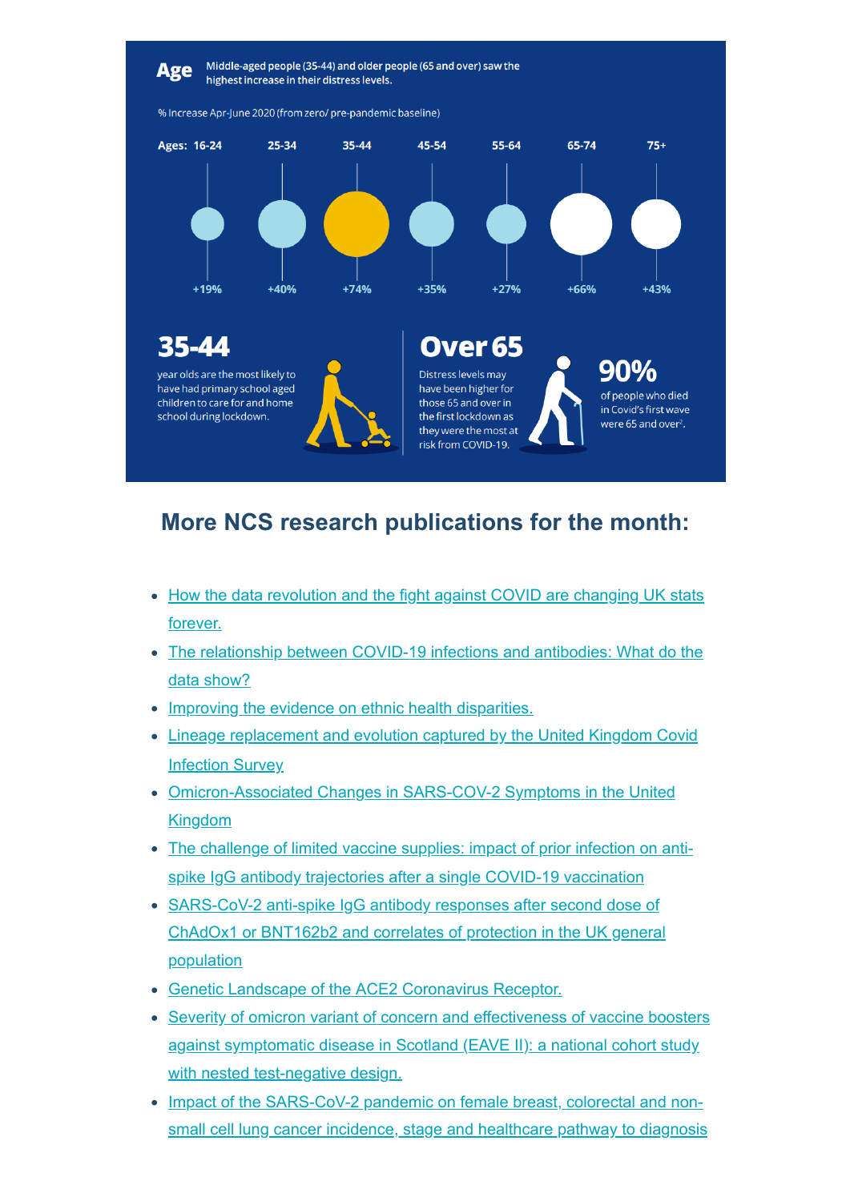**Age** Middle-aged people (35-44) and older people (65 and over) saw the highest increase in their distress levels.

% Increase Apr-June 2020 (from zero/ pre-pandemic baseline)

| Ages: | 16-24 | 25-34 | 35-44 | 45-54 | 55-64 | 65-74 | 75+ |
|---|---|---|---|---|---|---|---|
| | +19% | +40% | +74% | +35% | +27% | +66% | +43% |

**35-44**

year olds are the most likely to have had primary school aged children to care for and home school during lockdown.

**Over 65**

Distress levels may have been higher for those 65 and over in the first lockdown as they were the most at risk from COVID-19.

**90%**

of people who died in Covid's first wave were 65 and over[2].

## More NCS research publications for the month:

- How the data revolution and the fight against COVID are changing UK stats forever.
- The relationship between COVID-19 infections and antibodies: What do the data show?
- Improving the evidence on ethnic health disparities.
- Lineage replacement and evolution captured by the United Kingdom Covid Infection Survey
- Omicron-Associated Changes in SARS-COV-2 Symptoms in the United Kingdom
- The challenge of limited vaccine supplies: impact of prior infection on anti-spike IgG antibody trajectories after a single COVID-19 vaccination
- SARS-CoV-2 anti-spike IgG antibody responses after second dose of ChAdOx1 or BNT162b2 and correlates of protection in the UK general population
- Genetic Landscape of the ACE2 Coronavirus Receptor.
- Severity of omicron variant of concern and effectiveness of vaccine boosters against symptomatic disease in Scotland (EAVE II): a national cohort study with nested test-negative design.
- Impact of the SARS-CoV-2 pandemic on female breast, colorectal and non-small cell lung cancer incidence, stage and healthcare pathway to diagnosis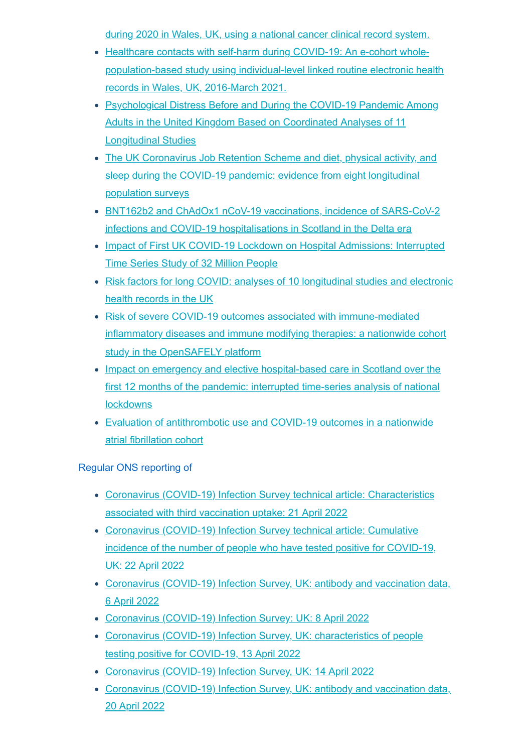during 2020 in Wales, UK, using a national cancer clinical record system.

- Healthcare contacts with self-harm during COVID-19: An e-cohort whole-population-based study using individual-level linked routine electronic health records in Wales, UK, 2016-March 2021.
- Psychological Distress Before and During the COVID-19 Pandemic Among Adults in the United Kingdom Based on Coordinated Analyses of 11 Longitudinal Studies
- The UK Coronavirus Job Retention Scheme and diet, physical activity, and sleep during the COVID-19 pandemic: evidence from eight longitudinal population surveys
- BNT162b2 and ChAdOx1 nCoV-19 vaccinations, incidence of SARS-CoV-2 infections and COVID-19 hospitalisations in Scotland in the Delta era
- Impact of First UK COVID-19 Lockdown on Hospital Admissions: Interrupted Time Series Study of 32 Million People
- Risk factors for long COVID: analyses of 10 longitudinal studies and electronic health records in the UK
- Risk of severe COVID-19 outcomes associated with immune-mediated inflammatory diseases and immune modifying therapies: a nationwide cohort study in the OpenSAFELY platform
- Impact on emergency and elective hospital-based care in Scotland over the first 12 months of the pandemic: interrupted time-series analysis of national lockdowns
- Evaluation of antithrombotic use and COVID-19 outcomes in a nationwide atrial fibrillation cohort

Regular ONS reporting of

- Coronavirus (COVID-19) Infection Survey technical article: Characteristics associated with third vaccination uptake: 21 April 2022
- Coronavirus (COVID-19) Infection Survey technical article: Cumulative incidence of the number of people who have tested positive for COVID-19, UK: 22 April 2022
- Coronavirus (COVID-19) Infection Survey, UK: antibody and vaccination data, 6 April 2022
- Coronavirus (COVID-19) Infection Survey: UK: 8 April 2022
- Coronavirus (COVID-19) Infection Survey, UK: characteristics of people testing positive for COVID-19, 13 April 2022
- Coronavirus (COVID-19) Infection Survey, UK: 14 April 2022
- Coronavirus (COVID-19) Infection Survey, UK: antibody and vaccination data, 20 April 2022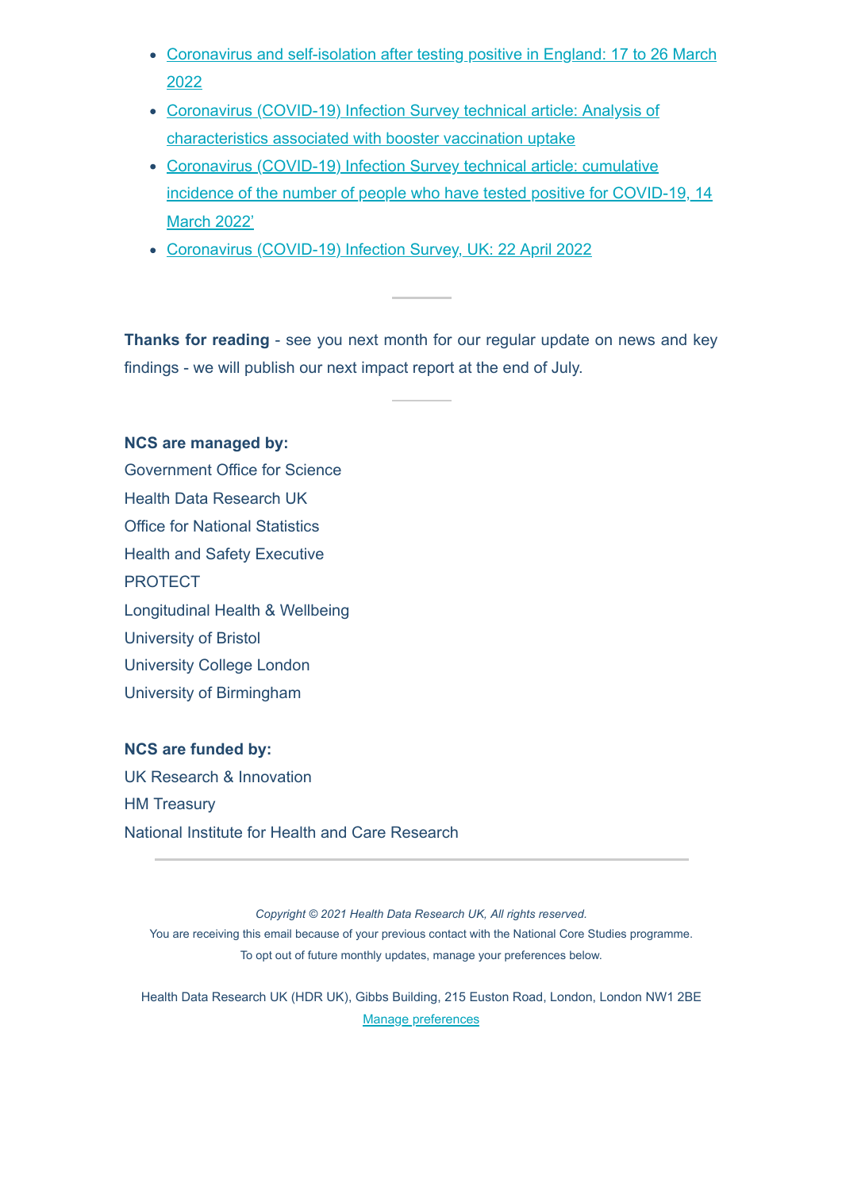- Coronavirus and self-isolation after testing positive in England: 17 to 26 March 2022
- Coronavirus (COVID-19) Infection Survey technical article: Analysis of characteristics associated with booster vaccination uptake
- Coronavirus (COVID-19) Infection Survey technical article: cumulative incidence of the number of people who have tested positive for COVID-19, 14 March 2022'
- Coronavirus (COVID-19) Infection Survey, UK: 22 April 2022

---

**Thanks for reading** - see you next month for our regular update on news and key findings - we will publish our next impact report at the end of July.

---

**NCS are managed by:**

Government Office for Science
Health Data Research UK
Office for National Statistics
Health and Safety Executive
PROTECT
Longitudinal Health & Wellbeing
University of Bristol
University College London
University of Birmingham

**NCS are funded by:**

UK Research & Innovation
HM Treasury
National Institute for Health and Care Research

---

*Copyright © 2021 Health Data Research UK, All rights reserved.*
You are receiving this email because of your previous contact with the National Core Studies programme.
To opt out of future monthly updates, manage your preferences below.

Health Data Research UK (HDR UK), Gibbs Building, 215 Euston Road, London, London NW1 2BE
Manage preferences